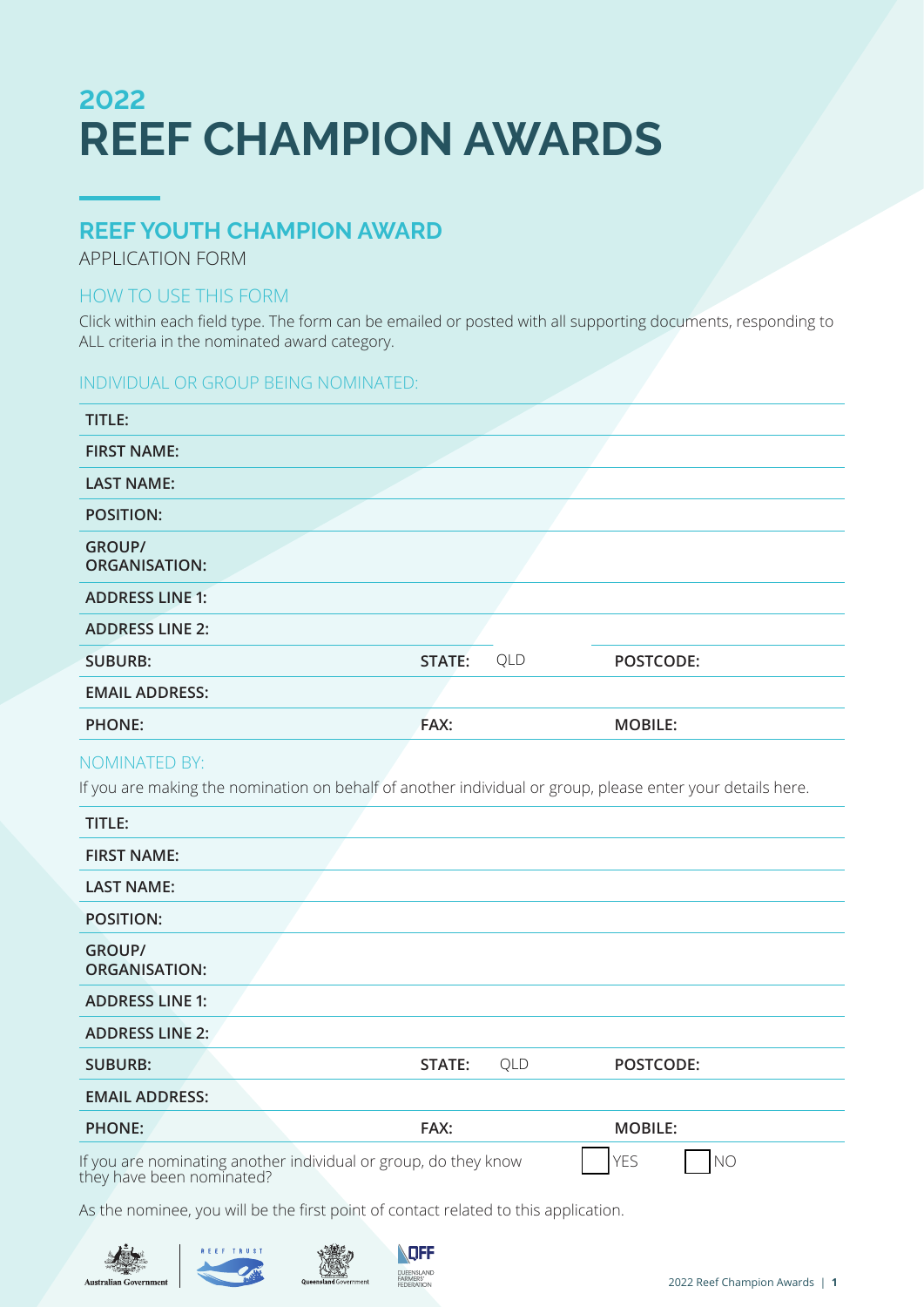# 2022 REEF CHAMPION AWARDS

## REEF YOUTH CHAMPION AWARD

APPLICATION FORM

### HOW TO USE THIS FORM

Click within each field type. The form can be emailed or posted with all supporting documents, responding to ALL criteria in the nominated award category.

### INDIVIDUAL OR GROUP BEING NOMINATED:

| | | | | | |
|---|---|---|---|---|---|
| **TITLE:** | | | | | |
| **FIRST NAME:** | | | | | |
| **LAST NAME:** | | | | | |
| **POSITION:** | | | | | |
| **GROUP/ ORGANISATION:** | | | | | |
| **ADDRESS LINE 1:** | | | | | |
| **ADDRESS LINE 2:** | | | | | |
| **SUBURB:** | | **STATE:** | QLD | **POSTCODE:** | |
| **EMAIL ADDRESS:** | | | | | |
| **PHONE:** | | **FAX:** | | **MOBILE:** | |

### NOMINATED BY:

If you are making the nomination on behalf of another individual or group, please enter your details here.

| | | | | | |
|---|---|---|---|---|---|
| **TITLE:** | | | | | |
| **FIRST NAME:** | | | | | |
| **LAST NAME:** | | | | | |
| **POSITION:** | | | | | |
| **GROUP/ ORGANISATION:** | | | | | |
| **ADDRESS LINE 1:** | | | | | |
| **ADDRESS LINE 2:** | | | | | |
| **SUBURB:** | | **STATE:** | QLD | **POSTCODE:** | |
| **EMAIL ADDRESS:** | | | | | |
| **PHONE:** | | **FAX:** | | **MOBILE:** | |

If you are nominating another individual or group, do they know they have been nominated? ☐ YES ☐ NO

As the nominee, you will be the first point of contact related to this application.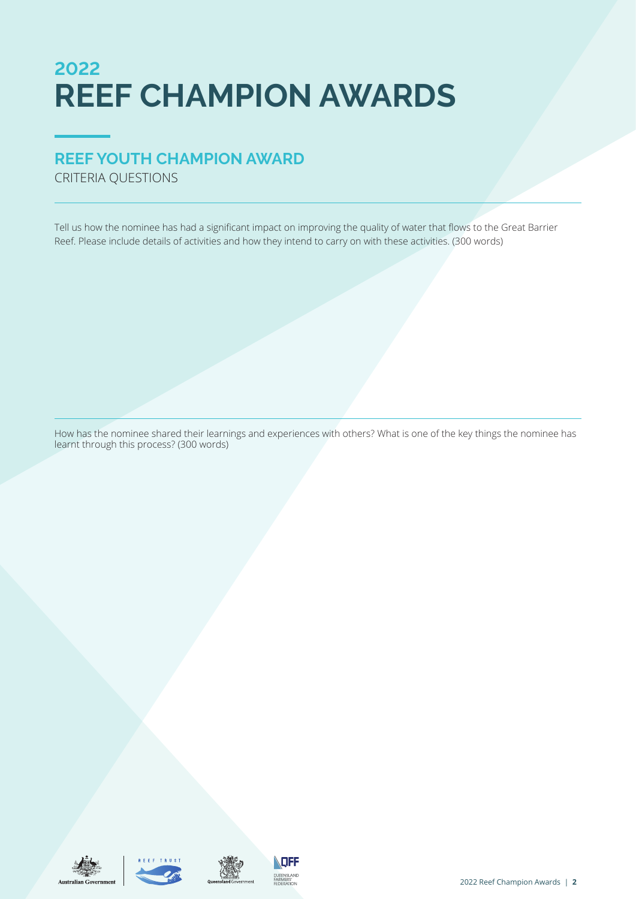# 2022 REEF CHAMPION AWARDS

## REEF YOUTH CHAMPION AWARD

CRITERIA QUESTIONS

Tell us how the nominee has had a significant impact on improving the quality of water that flows to the Great Barrier Reef. Please include details of activities and how they intend to carry on with these activities. (300 words)

How has the nominee shared their learnings and experiences with others? What is one of the key things the nominee has learnt through this process? (300 words)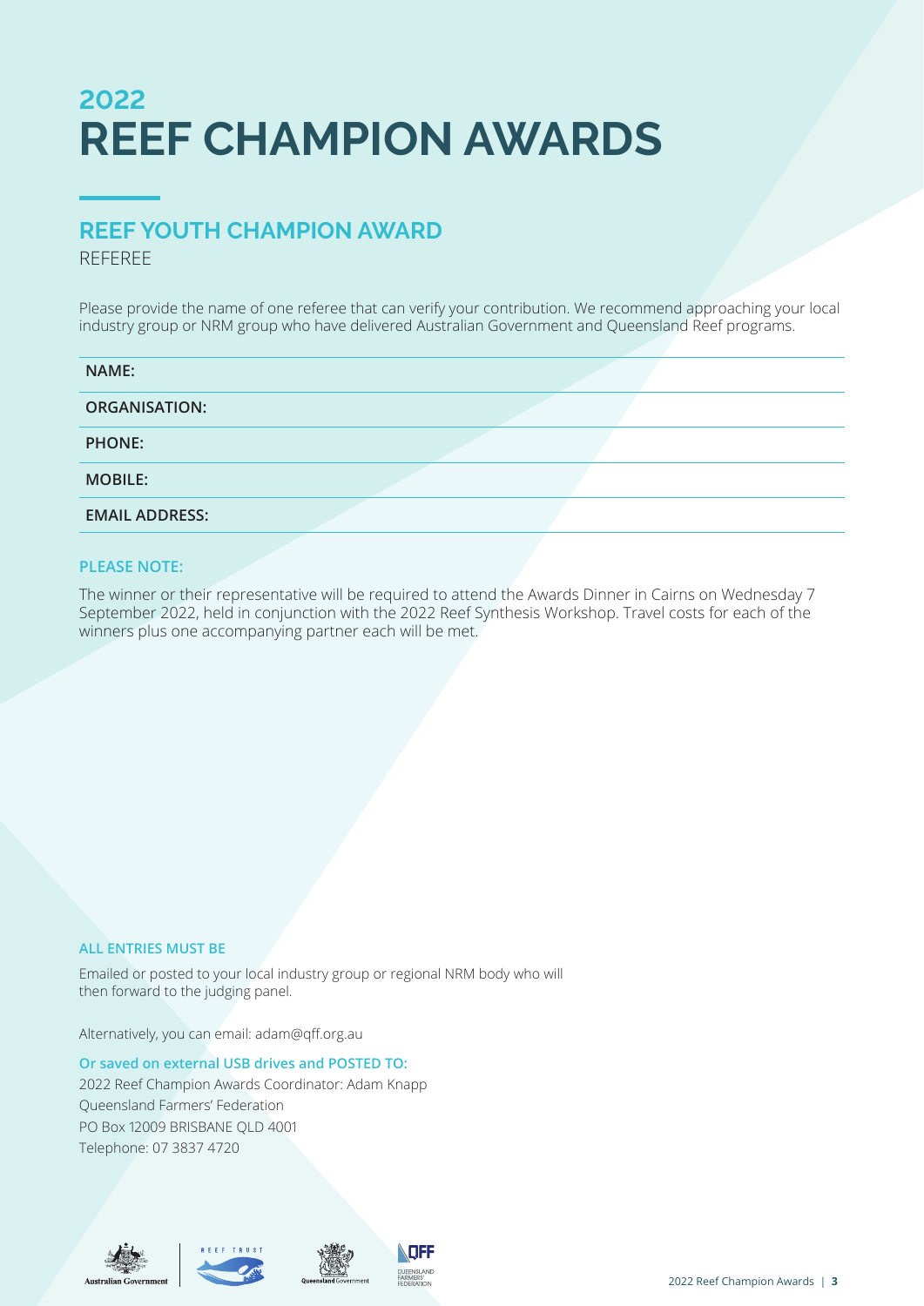# 2022
# REEF CHAMPION AWARDS

## REEF YOUTH CHAMPION AWARD

REFEREE

Please provide the name of one referee that can verify your contribution. We recommend approaching your local industry group or NRM group who have delivered Australian Government and Queensland Reef programs.

| | |
|---|---|
| **NAME:** | |
| **ORGANISATION:** | |
| **PHONE:** | |
| **MOBILE:** | |
| **EMAIL ADDRESS:** | |

**PLEASE NOTE:**

The winner or their representative will be required to attend the Awards Dinner in Cairns on Wednesday 7 September 2022, held in conjunction with the 2022 Reef Synthesis Workshop. Travel costs for each of the winners plus one accompanying partner each will be met.

**ALL ENTRIES MUST BE**

Emailed or posted to your local industry group or regional NRM body who will then forward to the judging panel.

Alternatively, you can email: adam@qff.org.au

**Or saved on external USB drives and POSTED TO:**

2022 Reef Champion Awards Coordinator: Adam Knapp
Queensland Farmers' Federation
PO Box 12009 BRISBANE QLD 4001
Telephone: 07 3837 4720